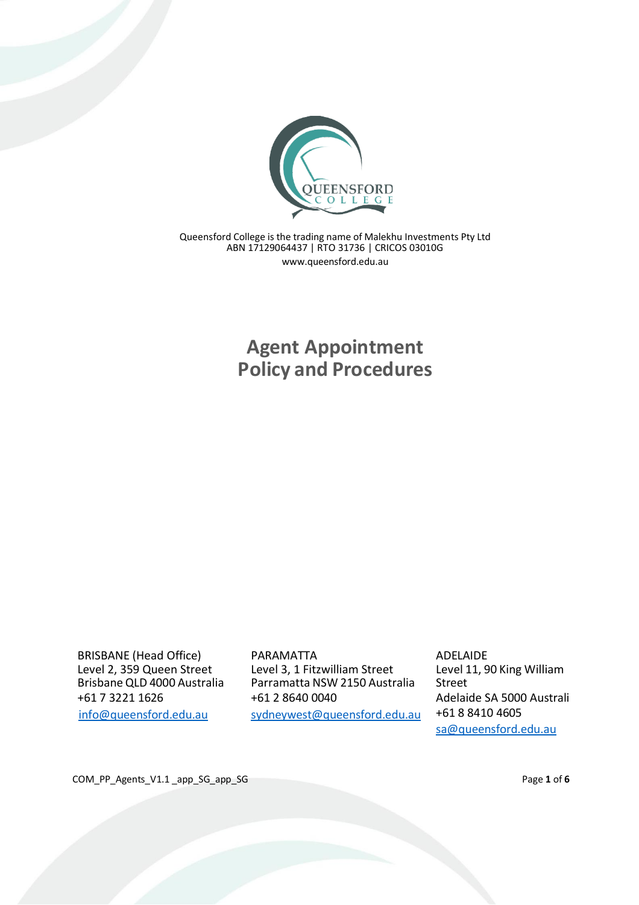Queensford College is the trading name of Malekhu Investments Pty Ltd
ABN 17129064437 | RTO 31736 | CRICOS 03010G
www.queensford.edu.au

# Agent Appointment Policy and Procedures

BRISBANE (Head Office)
Level 2, 359 Queen Street
Brisbane QLD 4000 Australia
+61 7 3221 1626
info@queensford.edu.au

PARAMATTA
Level 3, 1 Fitzwilliam Street
Parramatta NSW 2150 Australia
+61 2 8640 0040
sydneywest@queensford.edu.au

ADELAIDE
Level 11, 90 King William Street
Adelaide SA 5000 Australi
+61 8 8410 4605
sa@queensford.edu.au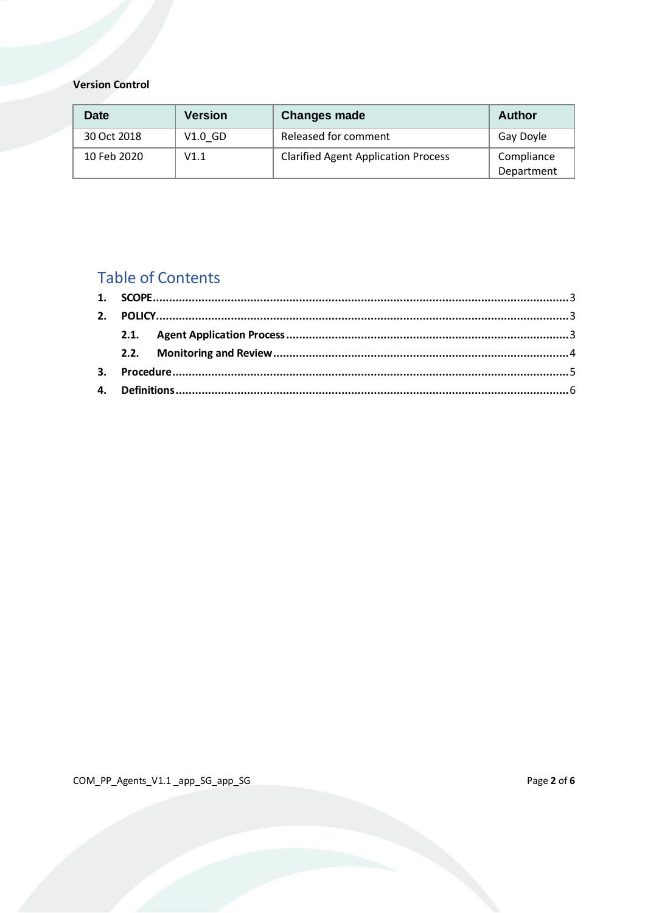**Version Control**

| Date | Version | Changes made | Author |
| --- | --- | --- | --- |
| 30 Oct 2018 | V1.0_GD | Released for comment | Gay Doyle |
| 10 Feb 2020 | V1.1 | Clarified Agent Application Process | Compliance Department |

## Table of Contents

**1. SCOPE** .......... 3

**2. POLICY** .......... 3

- **2.1. Agent Application Process** .......... 3
- **2.2. Monitoring and Review** .......... 4

**3. Procedure** .......... 5

**4. Definitions** .......... 6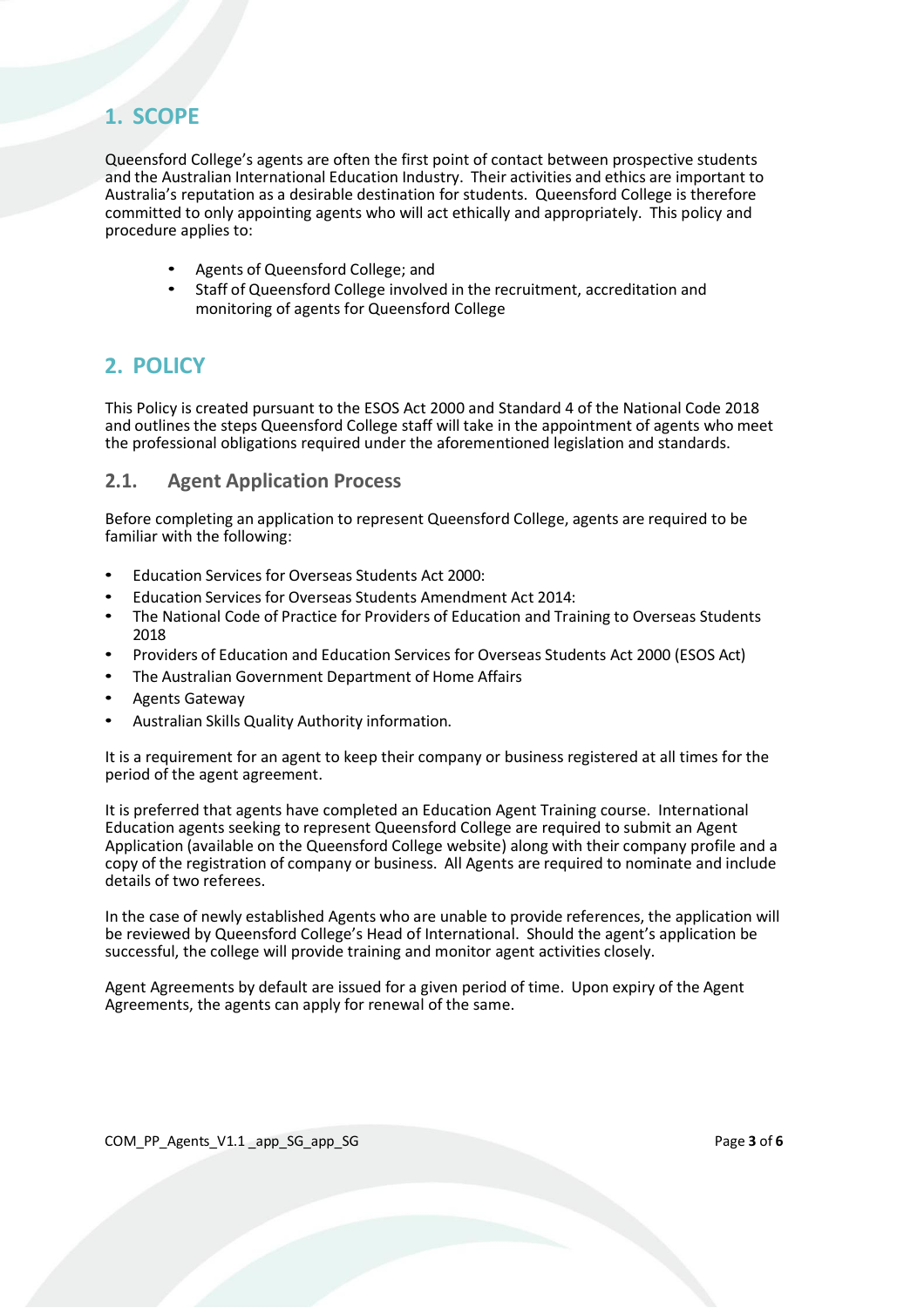## 1. SCOPE

Queensford College's agents are often the first point of contact between prospective students and the Australian International Education Industry. Their activities and ethics are important to Australia's reputation as a desirable destination for students. Queensford College is therefore committed to only appointing agents who will act ethically and appropriately. This policy and procedure applies to:

- Agents of Queensford College; and
- Staff of Queensford College involved in the recruitment, accreditation and monitoring of agents for Queensford College

## 2. POLICY

This Policy is created pursuant to the ESOS Act 2000 and Standard 4 of the National Code 2018 and outlines the steps Queensford College staff will take in the appointment of agents who meet the professional obligations required under the aforementioned legislation and standards.

### 2.1. Agent Application Process

Before completing an application to represent Queensford College, agents are required to be familiar with the following:

- Education Services for Overseas Students Act 2000:
- Education Services for Overseas Students Amendment Act 2014:
- The National Code of Practice for Providers of Education and Training to Overseas Students 2018
- Providers of Education and Education Services for Overseas Students Act 2000 (ESOS Act)
- The Australian Government Department of Home Affairs
- Agents Gateway
- Australian Skills Quality Authority information.

It is a requirement for an agent to keep their company or business registered at all times for the period of the agent agreement.

It is preferred that agents have completed an Education Agent Training course. International Education agents seeking to represent Queensford College are required to submit an Agent Application (available on the Queensford College website) along with their company profile and a copy of the registration of company or business. All Agents are required to nominate and include details of two referees.

In the case of newly established Agents who are unable to provide references, the application will be reviewed by Queensford College's Head of International. Should the agent's application be successful, the college will provide training and monitor agent activities closely.

Agent Agreements by default are issued for a given period of time. Upon expiry of the Agent Agreements, the agents can apply for renewal of the same.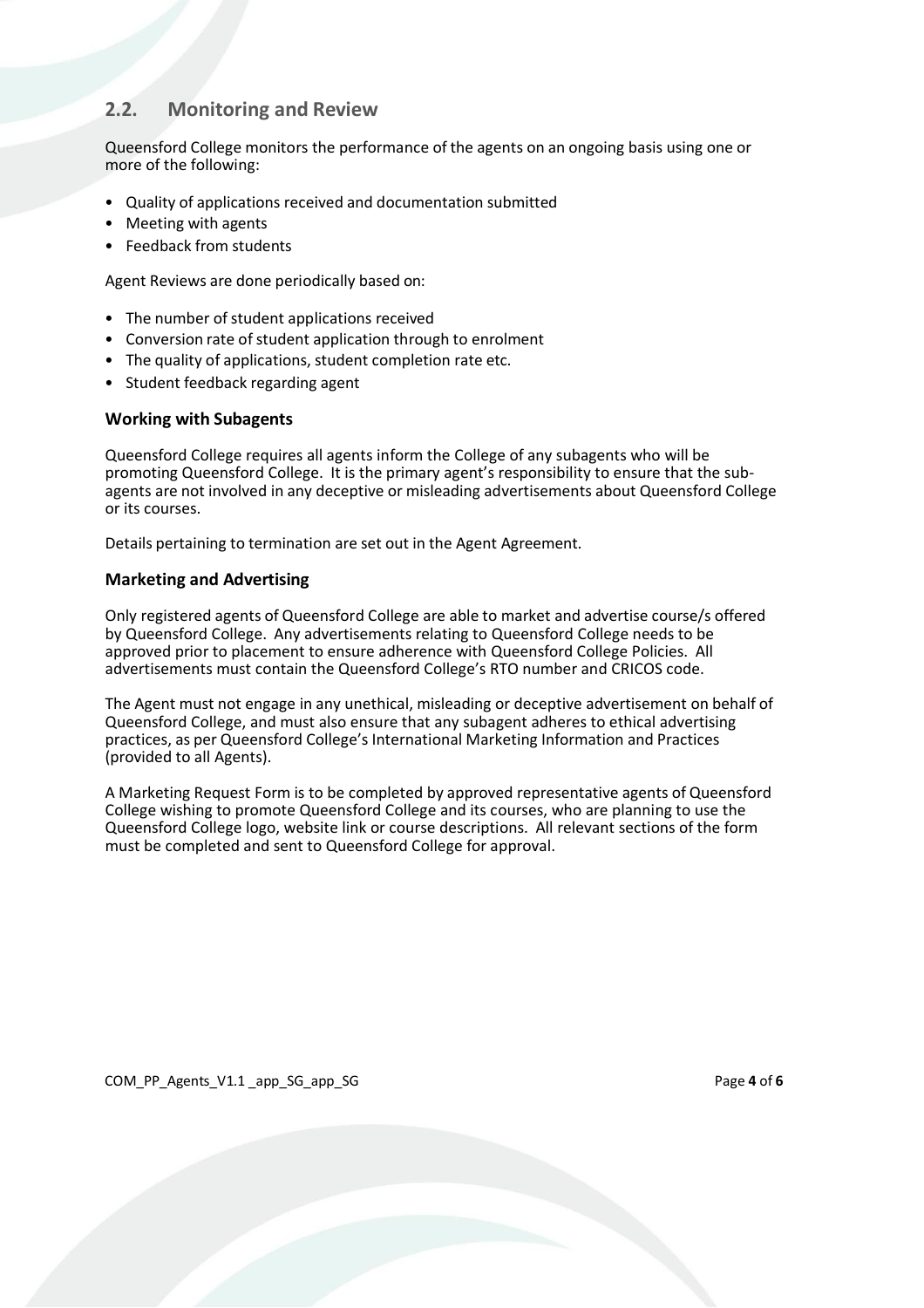## 2.2. Monitoring and Review

Queensford College monitors the performance of the agents on an ongoing basis using one or more of the following:

- Quality of applications received and documentation submitted
- Meeting with agents
- Feedback from students

Agent Reviews are done periodically based on:

- The number of student applications received
- Conversion rate of student application through to enrolment
- The quality of applications, student completion rate etc.
- Student feedback regarding agent

### Working with Subagents

Queensford College requires all agents inform the College of any subagents who will be promoting Queensford College. It is the primary agent's responsibility to ensure that the sub-agents are not involved in any deceptive or misleading advertisements about Queensford College or its courses.

Details pertaining to termination are set out in the Agent Agreement.

### Marketing and Advertising

Only registered agents of Queensford College are able to market and advertise course/s offered by Queensford College. Any advertisements relating to Queensford College needs to be approved prior to placement to ensure adherence with Queensford College Policies. All advertisements must contain the Queensford College's RTO number and CRICOS code.

The Agent must not engage in any unethical, misleading or deceptive advertisement on behalf of Queensford College, and must also ensure that any subagent adheres to ethical advertising practices, as per Queensford College's International Marketing Information and Practices (provided to all Agents).

A Marketing Request Form is to be completed by approved representative agents of Queensford College wishing to promote Queensford College and its courses, who are planning to use the Queensford College logo, website link or course descriptions. All relevant sections of the form must be completed and sent to Queensford College for approval.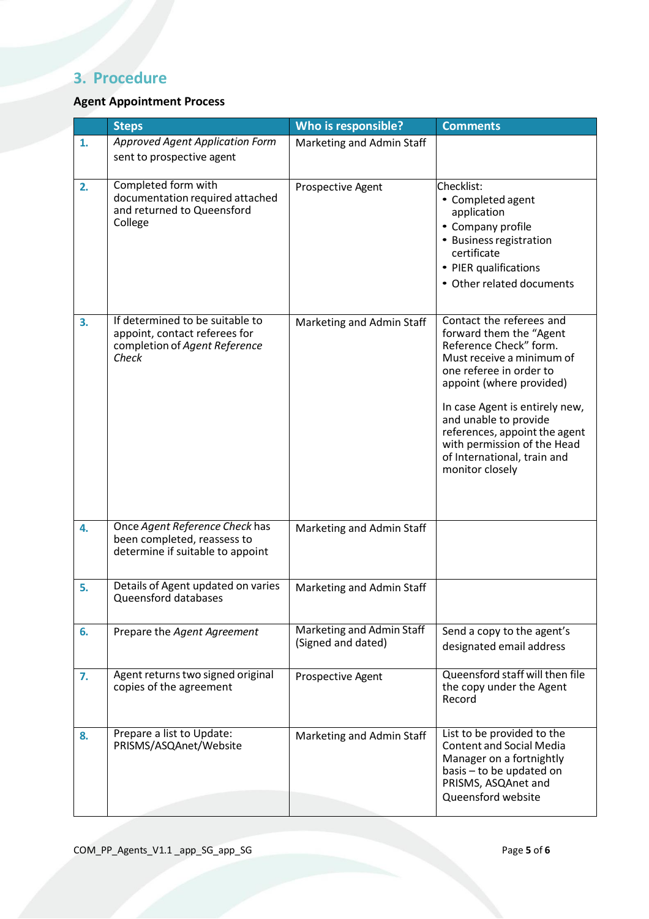## 3. Procedure

### Agent Appointment Process

| | Steps | Who is responsible? | Comments |
|---|---|---|---|
| 1. | *Approved Agent Application Form* sent to prospective agent | Marketing and Admin Staff | |
| 2. | Completed form with documentation required attached and returned to Queensford College | Prospective Agent | Checklist:<br>• Completed agent application<br>• Company profile<br>• Business registration certificate<br>• PIER qualifications<br>• Other related documents |
| 3. | If determined to be suitable to appoint, contact referees for completion of *Agent Reference Check* | Marketing and Admin Staff | Contact the referees and forward them the "Agent Reference Check" form. Must receive a minimum of one referee in order to appoint (where provided)<br><br>In case Agent is entirely new, and unable to provide references, appoint the agent with permission of the Head of International, train and monitor closely |
| 4. | Once *Agent Reference Check* has been completed, reassess to determine if suitable to appoint | Marketing and Admin Staff | |
| 5. | Details of Agent updated on varies Queensford databases | Marketing and Admin Staff | |
| 6. | Prepare the *Agent Agreement* | Marketing and Admin Staff (Signed and dated) | Send a copy to the agent's designated email address |
| 7. | Agent returns two signed original copies of the agreement | Prospective Agent | Queensford staff will then file the copy under the Agent Record |
| 8. | Prepare a list to Update: PRISMS/ASQAnet/Website | Marketing and Admin Staff | List to be provided to the Content and Social Media Manager on a fortnightly basis – to be updated on PRISMS, ASQAnet and Queensford website |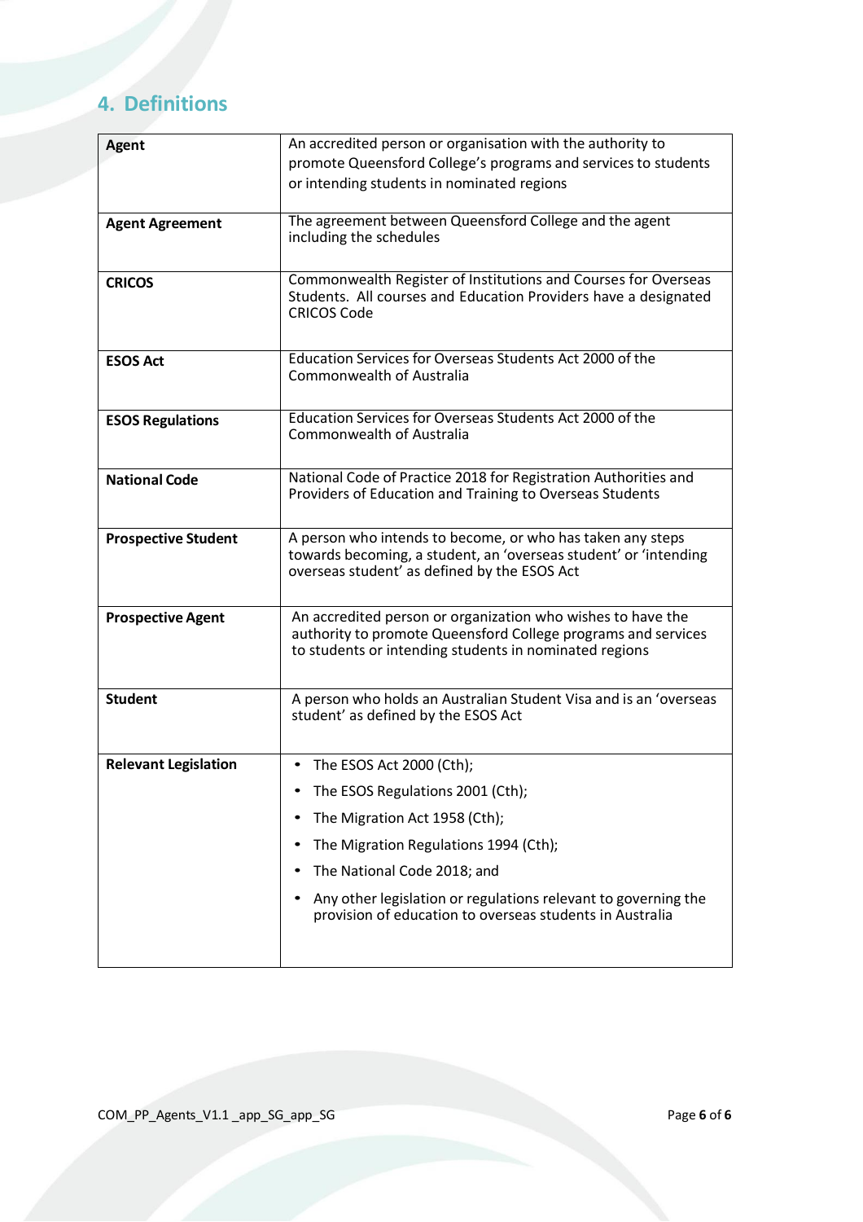## 4. Definitions

| | |
|---|---|
| **Agent** | An accredited person or organisation with the authority to promote Queensford College's programs and services to students or intending students in nominated regions |
| **Agent Agreement** | The agreement between Queensford College and the agent including the schedules |
| **CRICOS** | Commonwealth Register of Institutions and Courses for Overseas Students. All courses and Education Providers have a designated CRICOS Code |
| **ESOS Act** | Education Services for Overseas Students Act 2000 of the Commonwealth of Australia |
| **ESOS Regulations** | Education Services for Overseas Students Act 2000 of the Commonwealth of Australia |
| **National Code** | National Code of Practice 2018 for Registration Authorities and Providers of Education and Training to Overseas Students |
| **Prospective Student** | A person who intends to become, or who has taken any steps towards becoming, a student, an 'overseas student' or 'intending overseas student' as defined by the ESOS Act |
| **Prospective Agent** | An accredited person or organization who wishes to have the authority to promote Queensford College programs and services to students or intending students in nominated regions |
| **Student** | A person who holds an Australian Student Visa and is an 'overseas student' as defined by the ESOS Act |
| **Relevant Legislation** | • The ESOS Act 2000 (Cth);<br>• The ESOS Regulations 2001 (Cth);<br>• The Migration Act 1958 (Cth);<br>• The Migration Regulations 1994 (Cth);<br>• The National Code 2018; and<br>• Any other legislation or regulations relevant to governing the provision of education to overseas students in Australia |

COM_PP_Agents_V1.1 _app_SG_app_SG